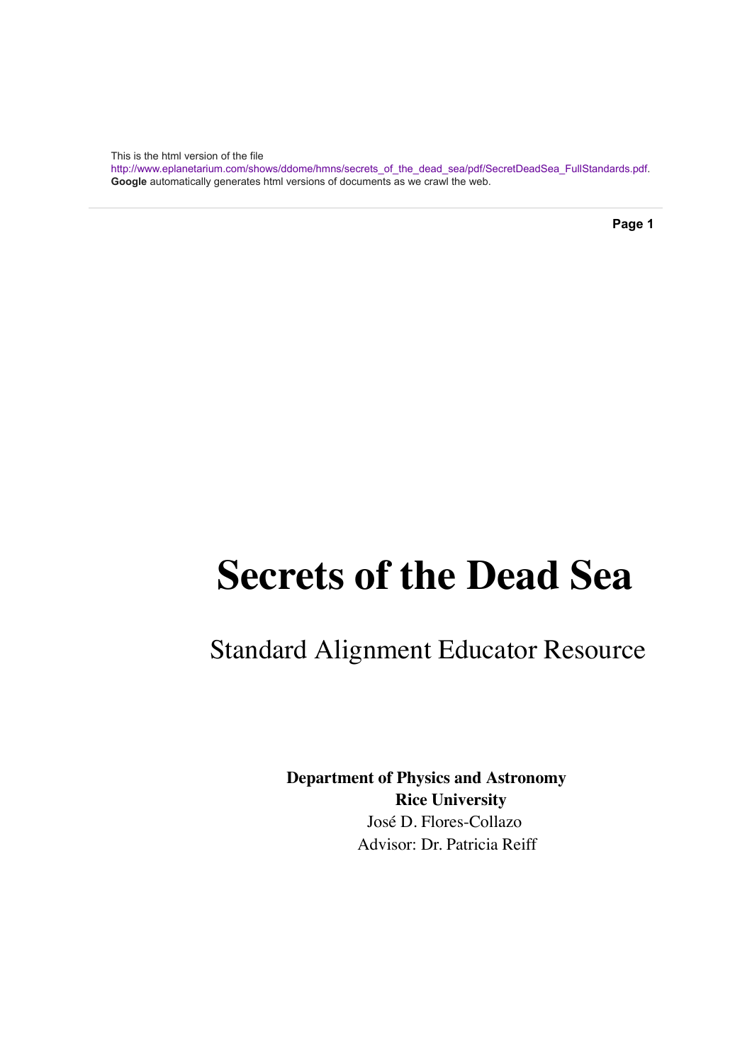This is the html version of the file http://www.eplanetarium.com/shows/ddome/hmns/secrets_of_the_dead_sea/pdf/SecretDeadSea_FullStandards.pdf.
**Google** automatically generates html versions of documents as we crawl the web.

# Secrets of the Dead Sea

## Standard Alignment Educator Resource

**Department of Physics and Astronomy**
**Rice University**
José D. Flores-Collazo
Advisor: Dr. Patricia Reiff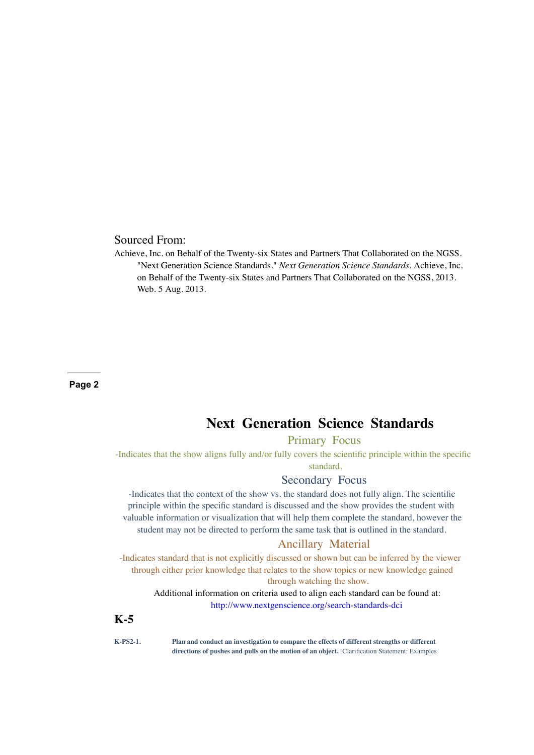Sourced From:

Achieve, Inc. on Behalf of the Twenty-six States and Partners That Collaborated on the NGSS. "Next Generation Science Standards." *Next Generation Science Standards*. Achieve, Inc. on Behalf of the Twenty-six States and Partners That Collaborated on the NGSS, 2013. Web. 5 Aug. 2013.

# Next Generation Science Standards

## Primary Focus

-Indicates that the show aligns fully and/or fully covers the scientific principle within the specific standard.

## Secondary Focus

-Indicates that the context of the show vs. the standard does not fully align. The scientific principle within the specific standard is discussed and the show provides the student with valuable information or visualization that will help them complete the standard, however the student may not be directed to perform the same task that is outlined in the standard.

## Ancillary Material

-Indicates standard that is not explicitly discussed or shown but can be inferred by the viewer through either prior knowledge that relates to the show topics or new knowledge gained through watching the show.

Additional information on criteria used to align each standard can be found at: http://www.nextgenscience.org/search-standards-dci

## K-5

**K-PS2-1.** **Plan and conduct an investigation to compare the effects of different strengths or different directions of pushes and pulls on the motion of an object.** [Clarification Statement: Examples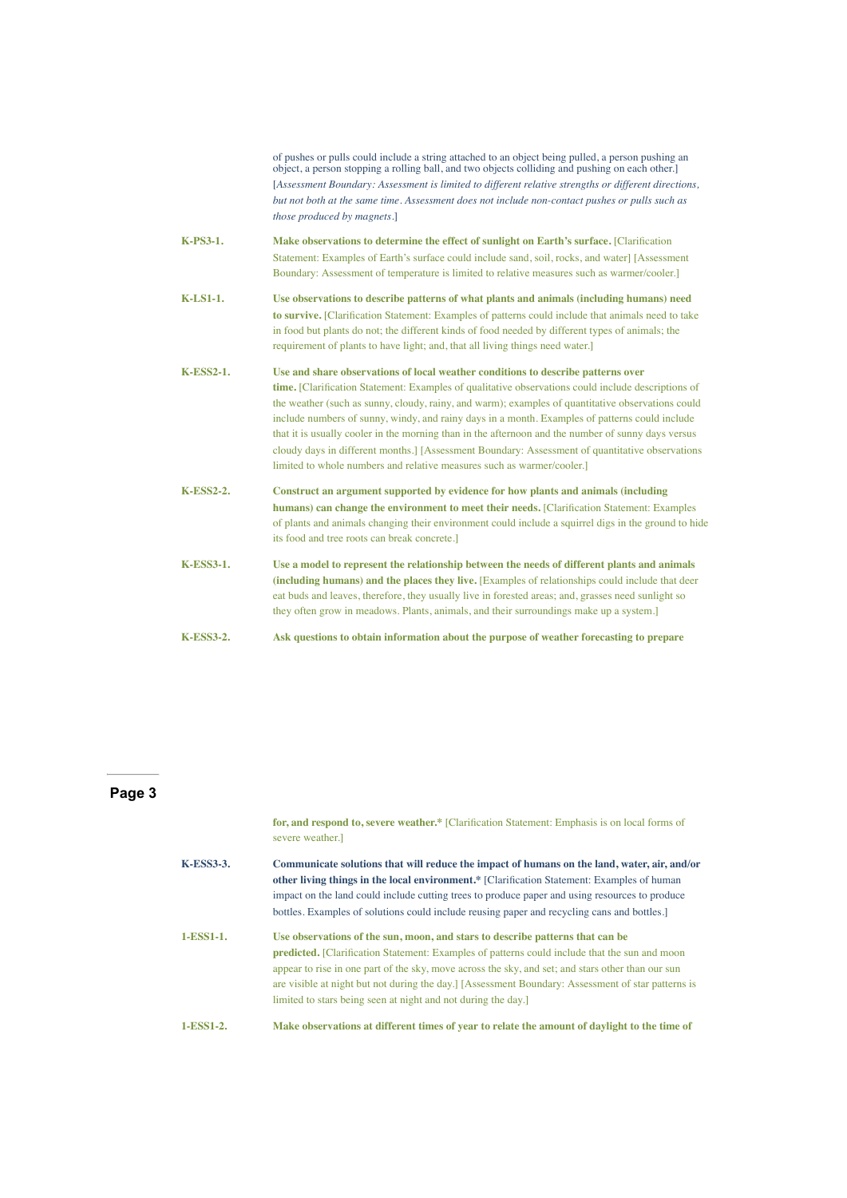of pushes or pulls could include a string attached to an object being pulled, a person pushing an object, a person stopping a rolling ball, and two objects colliding and pushing on each other.] [*Assessment Boundary: Assessment is limited to different relative strengths or different directions, but not both at the same time. Assessment does not include non-contact pushes or pulls such as those produced by magnets.*]

**K-PS3-1.** **Make observations to determine the effect of sunlight on Earth's surface.** [Clarification Statement: Examples of Earth's surface could include sand, soil, rocks, and water] [Assessment Boundary: Assessment of temperature is limited to relative measures such as warmer/cooler.]

**K-LS1-1.** **Use observations to describe patterns of what plants and animals (including humans) need to survive.** [Clarification Statement: Examples of patterns could include that animals need to take in food but plants do not; the different kinds of food needed by different types of animals; the requirement of plants to have light; and, that all living things need water.]

**K-ESS2-1.** **Use and share observations of local weather conditions to describe patterns over time.** [Clarification Statement: Examples of qualitative observations could include descriptions of the weather (such as sunny, cloudy, rainy, and warm); examples of quantitative observations could include numbers of sunny, windy, and rainy days in a month. Examples of patterns could include that it is usually cooler in the morning than in the afternoon and the number of sunny days versus cloudy days in different months.] [Assessment Boundary: Assessment of quantitative observations limited to whole numbers and relative measures such as warmer/cooler.]

**K-ESS2-2.** **Construct an argument supported by evidence for how plants and animals (including humans) can change the environment to meet their needs.** [Clarification Statement: Examples of plants and animals changing their environment could include a squirrel digs in the ground to hide its food and tree roots can break concrete.]

**K-ESS3-1.** **Use a model to represent the relationship between the needs of different plants and animals (including humans) and the places they live.** [Examples of relationships could include that deer eat buds and leaves, therefore, they usually live in forested areas; and, grasses need sunlight so they often grow in meadows. Plants, animals, and their surroundings make up a system.]

**K-ESS3-2.** **Ask questions to obtain information about the purpose of weather forecasting to prepare for, and respond to, severe weather.*** [Clarification Statement: Emphasis is on local forms of severe weather.]

**K-ESS3-3.** **Communicate solutions that will reduce the impact of humans on the land, water, air, and/or other living things in the local environment.*** [Clarification Statement: Examples of human impact on the land could include cutting trees to produce paper and using resources to produce bottles. Examples of solutions could include reusing paper and recycling cans and bottles.]

**1-ESS1-1.** **Use observations of the sun, moon, and stars to describe patterns that can be predicted.** [Clarification Statement: Examples of patterns could include that the sun and moon appear to rise in one part of the sky, move across the sky, and set; and stars other than our sun are visible at night but not during the day.] [Assessment Boundary: Assessment of star patterns is limited to stars being seen at night and not during the day.]

**1-ESS1-2.** **Make observations at different times of year to relate the amount of daylight to the time of**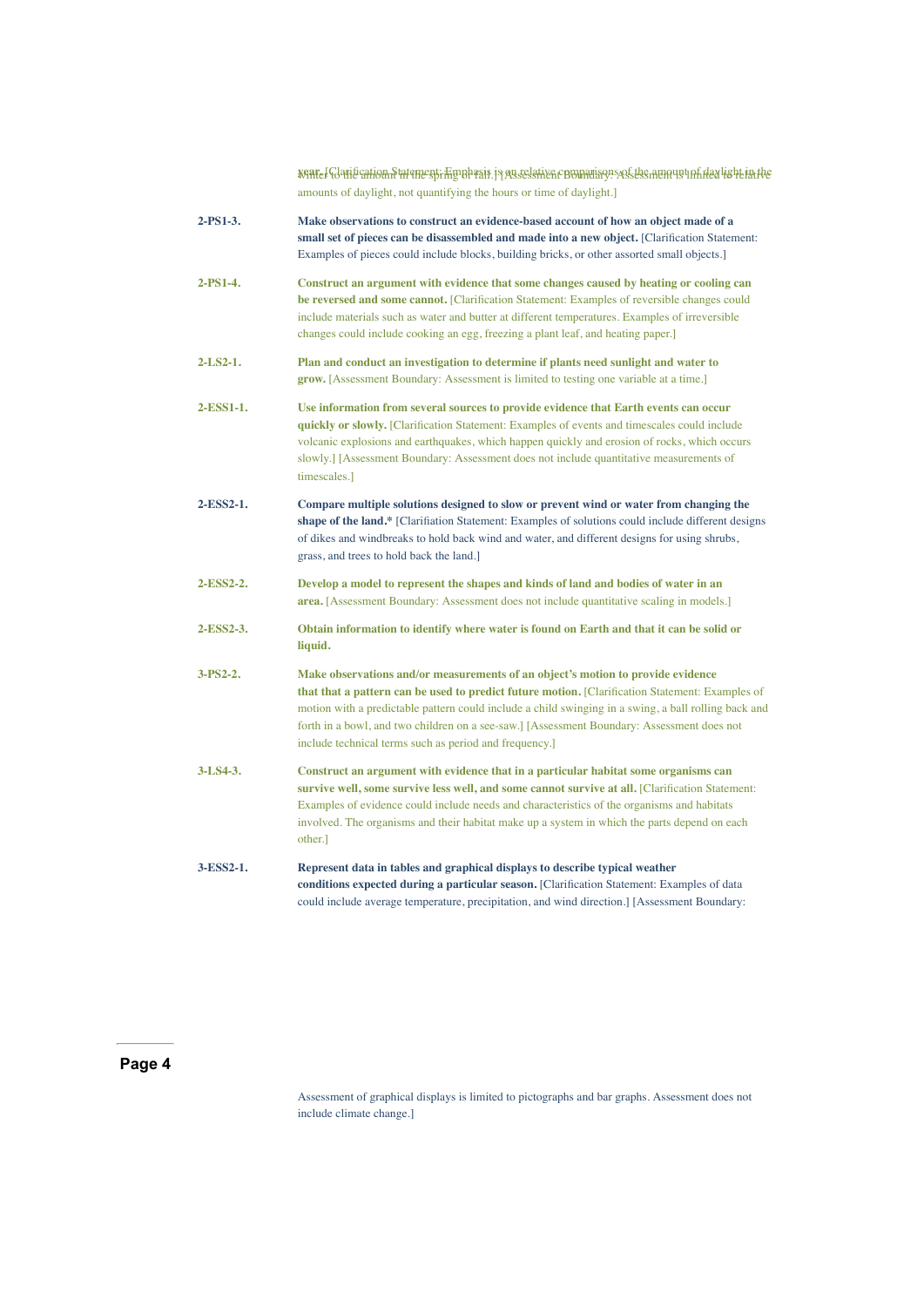year. [Clarification Statement: Emphasis is on relative comparisons of the amount of daylight in the winter to the amount in the spring or fall.] [Assessment Boundary: Assessment is limited to relative amounts of daylight, not quantifying the hours or time of daylight.]

**2-PS1-3.** **Make observations to construct an evidence-based account of how an object made of a small set of pieces can be disassembled and made into a new object.** [Clarification Statement: Examples of pieces could include blocks, building bricks, or other assorted small objects.]

**2-PS1-4.** **Construct an argument with evidence that some changes caused by heating or cooling can be reversed and some cannot.** [Clarification Statement: Examples of reversible changes could include materials such as water and butter at different temperatures. Examples of irreversible changes could include cooking an egg, freezing a plant leaf, and heating paper.]

**2-LS2-1.** **Plan and conduct an investigation to determine if plants need sunlight and water to grow.** [Assessment Boundary: Assessment is limited to testing one variable at a time.]

**2-ESS1-1.** **Use information from several sources to provide evidence that Earth events can occur quickly or slowly.** [Clarification Statement: Examples of events and timescales could include volcanic explosions and earthquakes, which happen quickly and erosion of rocks, which occurs slowly.] [Assessment Boundary: Assessment does not include quantitative measurements of timescales.]

**2-ESS2-1.** **Compare multiple solutions designed to slow or prevent wind or water from changing the shape of the land.*** [Clarifiation Statement: Examples of solutions could include different designs of dikes and windbreaks to hold back wind and water, and different designs for using shrubs, grass, and trees to hold back the land.]

**2-ESS2-2.** **Develop a model to represent the shapes and kinds of land and bodies of water in an area.** [Assessment Boundary: Assessment does not include quantitative scaling in models.]

**2-ESS2-3.** **Obtain information to identify where water is found on Earth and that it can be solid or liquid.**

**3-PS2-2.** **Make observations and/or measurements of an object's motion to provide evidence that that a pattern can be used to predict future motion.** [Clarification Statement: Examples of motion with a predictable pattern could include a child swinging in a swing, a ball rolling back and forth in a bowl, and two children on a see-saw.] [Assessment Boundary: Assessment does not include technical terms such as period and frequency.]

**3-LS4-3.** **Construct an argument with evidence that in a particular habitat some organisms can survive well, some survive less well, and some cannot survive at all.** [Clarification Statement: Examples of evidence could include needs and characteristics of the organisms and habitats involved. The organisms and their habitat make up a system in which the parts depend on each other.]

**3-ESS2-1.** **Represent data in tables and graphical displays to describe typical weather conditions expected during a particular season.** [Clarification Statement: Examples of data could include average temperature, precipitation, and wind direction.] [Assessment Boundary: Assessment of graphical displays is limited to pictographs and bar graphs. Assessment does not include climate change.]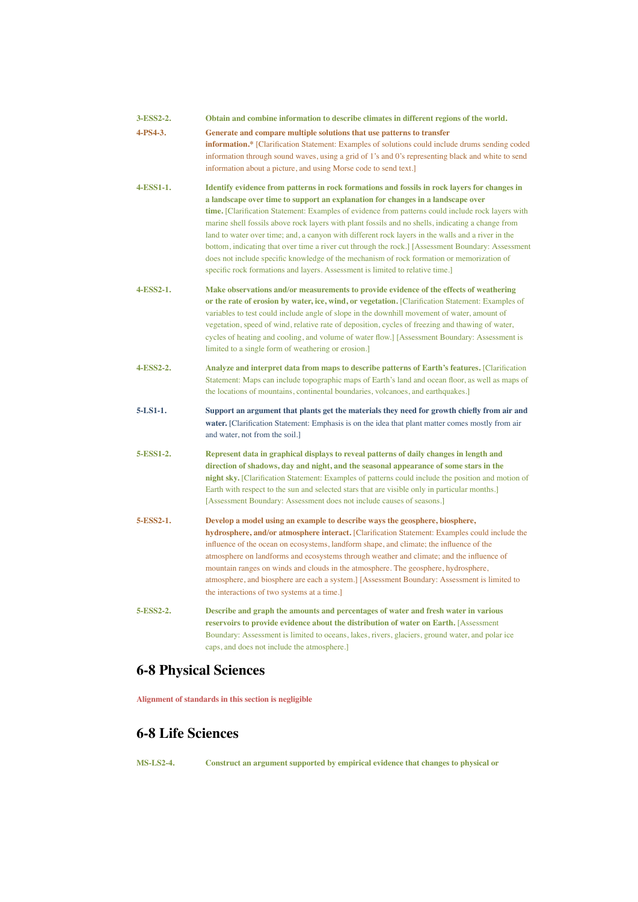**3-ESS2-2.** **Obtain and combine information to describe climates in different regions of the world.**

**4-PS4-3.** **Generate and compare multiple solutions that use patterns to transfer information.*** [Clarification Statement: Examples of solutions could include drums sending coded information through sound waves, using a grid of 1's and 0's representing black and white to send information about a picture, and using Morse code to send text.]

**4-ESS1-1.** **Identify evidence from patterns in rock formations and fossils in rock layers for changes in a landscape over time to support an explanation for changes in a landscape over time.** [Clarification Statement: Examples of evidence from patterns could include rock layers with marine shell fossils above rock layers with plant fossils and no shells, indicating a change from land to water over time; and, a canyon with different rock layers in the walls and a river in the bottom, indicating that over time a river cut through the rock.] [Assessment Boundary: Assessment does not include specific knowledge of the mechanism of rock formation or memorization of specific rock formations and layers. Assessment is limited to relative time.]

**4-ESS2-1.** **Make observations and/or measurements to provide evidence of the effects of weathering or the rate of erosion by water, ice, wind, or vegetation.** [Clarification Statement: Examples of variables to test could include angle of slope in the downhill movement of water, amount of vegetation, speed of wind, relative rate of deposition, cycles of freezing and thawing of water, cycles of heating and cooling, and volume of water flow.] [Assessment Boundary: Assessment is limited to a single form of weathering or erosion.]

**4-ESS2-2.** **Analyze and interpret data from maps to describe patterns of Earth's features.** [Clarification Statement: Maps can include topographic maps of Earth's land and ocean floor, as well as maps of the locations of mountains, continental boundaries, volcanoes, and earthquakes.]

**5-LS1-1.** **Support an argument that plants get the materials they need for growth chiefly from air and water.** [Clarification Statement: Emphasis is on the idea that plant matter comes mostly from air and water, not from the soil.]

**5-ESS1-2.** **Represent data in graphical displays to reveal patterns of daily changes in length and direction of shadows, day and night, and the seasonal appearance of some stars in the night sky.** [Clarification Statement: Examples of patterns could include the position and motion of Earth with respect to the sun and selected stars that are visible only in particular months.] [Assessment Boundary: Assessment does not include causes of seasons.]

**5-ESS2-1.** **Develop a model using an example to describe ways the geosphere, biosphere, hydrosphere, and/or atmosphere interact.** [Clarification Statement: Examples could include the influence of the ocean on ecosystems, landform shape, and climate; the influence of the atmosphere on landforms and ecosystems through weather and climate; and the influence of mountain ranges on winds and clouds in the atmosphere. The geosphere, hydrosphere, atmosphere, and biosphere are each a system.] [Assessment Boundary: Assessment is limited to the interactions of two systems at a time.]

**5-ESS2-2.** **Describe and graph the amounts and percentages of water and fresh water in various reservoirs to provide evidence about the distribution of water on Earth.** [Assessment Boundary: Assessment is limited to oceans, lakes, rivers, glaciers, ground water, and polar ice caps, and does not include the atmosphere.]

## 6-8 Physical Sciences

**Alignment of standards in this section is negligible**

## 6-8 Life Sciences

**MS-LS2-4.** **Construct an argument supported by empirical evidence that changes to physical or**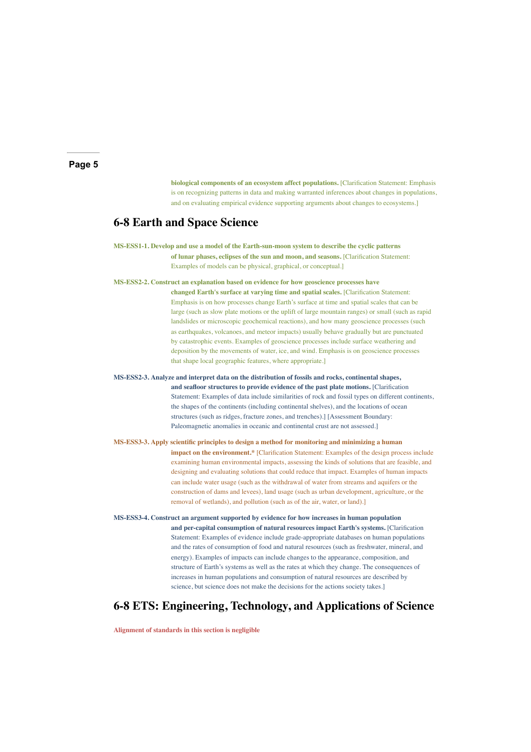**biological components of an ecosystem affect populations.** [Clarification Statement: Emphasis is on recognizing patterns in data and making warranted inferences about changes in populations, and on evaluating empirical evidence supporting arguments about changes to ecosystems.]

## 6-8 Earth and Space Science

**MS-ESS1-1. Develop and use a model of the Earth-sun-moon system to describe the cyclic patterns of lunar phases, eclipses of the sun and moon, and seasons.** [Clarification Statement: Examples of models can be physical, graphical, or conceptual.]

**MS-ESS2-2. Construct an explanation based on evidence for how geoscience processes have changed Earth's surface at varying time and spatial scales.** [Clarification Statement: Emphasis is on how processes change Earth's surface at time and spatial scales that can be large (such as slow plate motions or the uplift of large mountain ranges) or small (such as rapid landslides or microscopic geochemical reactions), and how many geoscience processes (such as earthquakes, volcanoes, and meteor impacts) usually behave gradually but are punctuated by catastrophic events. Examples of geoscience processes include surface weathering and deposition by the movements of water, ice, and wind. Emphasis is on geoscience processes that shape local geographic features, where appropriate.]

**MS-ESS2-3. Analyze and interpret data on the distribution of fossils and rocks, continental shapes, and seafloor structures to provide evidence of the past plate motions.** [Clarification Statement: Examples of data include similarities of rock and fossil types on different continents, the shapes of the continents (including continental shelves), and the locations of ocean structures (such as ridges, fracture zones, and trenches).] [Assessment Boundary: Paleomagnetic anomalies in oceanic and continental crust are not assessed.]

**MS-ESS3-3. Apply scientific principles to design a method for monitoring and minimizing a human impact on the environment.*** [Clarification Statement: Examples of the design process include examining human environmental impacts, assessing the kinds of solutions that are feasible, and designing and evaluating solutions that could reduce that impact. Examples of human impacts can include water usage (such as the withdrawal of water from streams and aquifers or the construction of dams and levees), land usage (such as urban development, agriculture, or the removal of wetlands), and pollution (such as of the air, water, or land).]

**MS-ESS3-4. Construct an argument supported by evidence for how increases in human population and per-capital consumption of natural resources impact Earth's systems.** [Clarification Statement: Examples of evidence include grade-appropriate databases on human populations and the rates of consumption of food and natural resources (such as freshwater, mineral, and energy). Examples of impacts can include changes to the appearance, composition, and structure of Earth's systems as well as the rates at which they change. The consequences of increases in human populations and consumption of natural resources are described by science, but science does not make the decisions for the actions society takes.]

## 6-8 ETS: Engineering, Technology, and Applications of Science

**Alignment of standards in this section is negligible**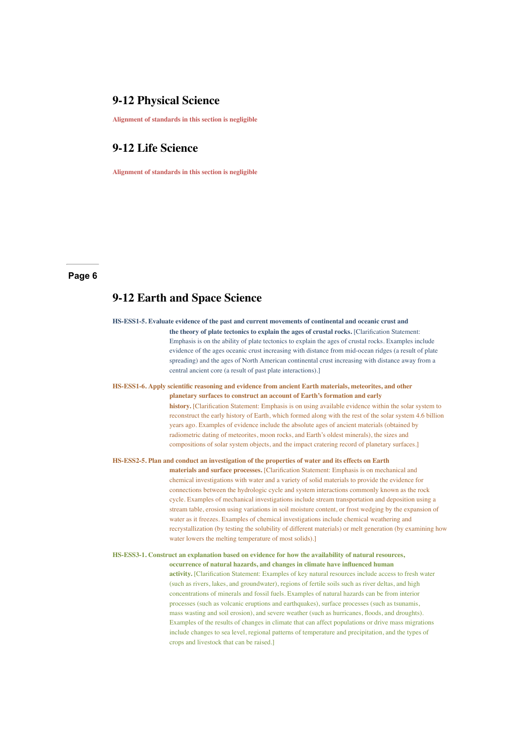## 9-12 Physical Science

**Alignment of standards in this section is negligible**

## 9-12 Life Science

**Alignment of standards in this section is negligible**

## Page 6

## 9-12 Earth and Space Science

**HS-ESS1-5. Evaluate evidence of the past and current movements of continental and oceanic crust and the theory of plate tectonics to explain the ages of crustal rocks.** [Clarification Statement: Emphasis is on the ability of plate tectonics to explain the ages of crustal rocks. Examples include evidence of the ages oceanic crust increasing with distance from mid-ocean ridges (a result of plate spreading) and the ages of North American continental crust increasing with distance away from a central ancient core (a result of past plate interactions).]

**HS-ESS1-6. Apply scientific reasoning and evidence from ancient Earth materials, meteorites, and other planetary surfaces to construct an account of Earth's formation and early history.** [Clarification Statement: Emphasis is on using available evidence within the solar system to reconstruct the early history of Earth, which formed along with the rest of the solar system 4.6 billion years ago. Examples of evidence include the absolute ages of ancient materials (obtained by radiometric dating of meteorites, moon rocks, and Earth's oldest minerals), the sizes and compositions of solar system objects, and the impact cratering record of planetary surfaces.]

**HS-ESS2-5. Plan and conduct an investigation of the properties of water and its effects on Earth materials and surface processes.** [Clarification Statement: Emphasis is on mechanical and chemical investigations with water and a variety of solid materials to provide the evidence for connections between the hydrologic cycle and system interactions commonly known as the rock cycle. Examples of mechanical investigations include stream transportation and deposition using a stream table, erosion using variations in soil moisture content, or frost wedging by the expansion of water as it freezes. Examples of chemical investigations include chemical weathering and recrystallization (by testing the solubility of different materials) or melt generation (by examining how water lowers the melting temperature of most solids).]

**HS-ESS3-1. Construct an explanation based on evidence for how the availability of natural resources, occurrence of natural hazards, and changes in climate have influenced human activity.** [Clarification Statement: Examples of key natural resources include access to fresh water (such as rivers, lakes, and groundwater), regions of fertile soils such as river deltas, and high concentrations of minerals and fossil fuels. Examples of natural hazards can be from interior processes (such as volcanic eruptions and earthquakes), surface processes (such as tsunamis, mass wasting and soil erosion), and severe weather (such as hurricanes, floods, and droughts). Examples of the results of changes in climate that can affect populations or drive mass migrations include changes to sea level, regional patterns of temperature and precipitation, and the types of crops and livestock that can be raised.]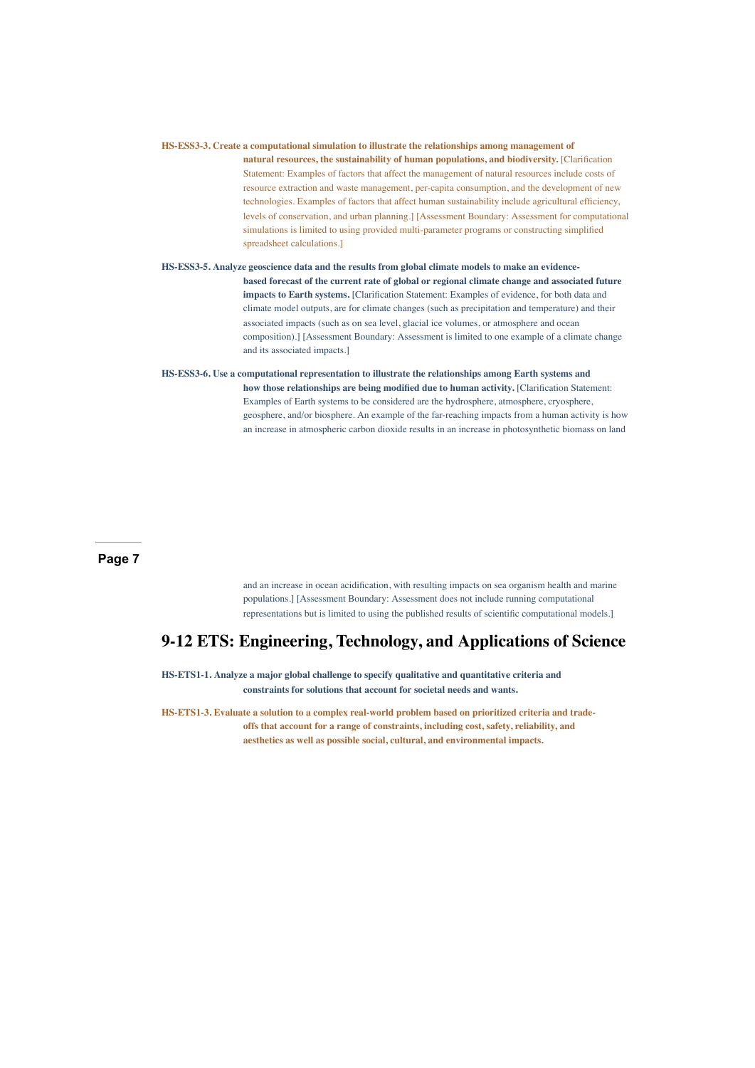**HS-ESS3-3. Create a computational simulation to illustrate the relationships among management of natural resources, the sustainability of human populations, and biodiversity.** [Clarification Statement: Examples of factors that affect the management of natural resources include costs of resource extraction and waste management, per-capita consumption, and the development of new technologies. Examples of factors that affect human sustainability include agricultural efficiency, levels of conservation, and urban planning.] [Assessment Boundary: Assessment for computational simulations is limited to using provided multi-parameter programs or constructing simplified spreadsheet calculations.]

**HS-ESS3-5. Analyze geoscience data and the results from global climate models to make an evidence-based forecast of the current rate of global or regional climate change and associated future impacts to Earth systems.** [Clarification Statement: Examples of evidence, for both data and climate model outputs, are for climate changes (such as precipitation and temperature) and their associated impacts (such as on sea level, glacial ice volumes, or atmosphere and ocean composition).] [Assessment Boundary: Assessment is limited to one example of a climate change and its associated impacts.]

**HS-ESS3-6. Use a computational representation to illustrate the relationships among Earth systems and how those relationships are being modified due to human activity.** [Clarification Statement: Examples of Earth systems to be considered are the hydrosphere, atmosphere, cryosphere, geosphere, and/or biosphere. An example of the far-reaching impacts from a human activity is how an increase in atmospheric carbon dioxide results in an increase in photosynthetic biomass on land and an increase in ocean acidification, with resulting impacts on sea organism health and marine populations.] [Assessment Boundary: Assessment does not include running computational representations but is limited to using the published results of scientific computational models.]

## 9-12 ETS: Engineering, Technology, and Applications of Science

**HS-ETS1-1. Analyze a major global challenge to specify qualitative and quantitative criteria and constraints for solutions that account for societal needs and wants.**

**HS-ETS1-3. Evaluate a solution to a complex real-world problem based on prioritized criteria and trade-offs that account for a range of constraints, including cost, safety, reliability, and aesthetics as well as possible social, cultural, and environmental impacts.**